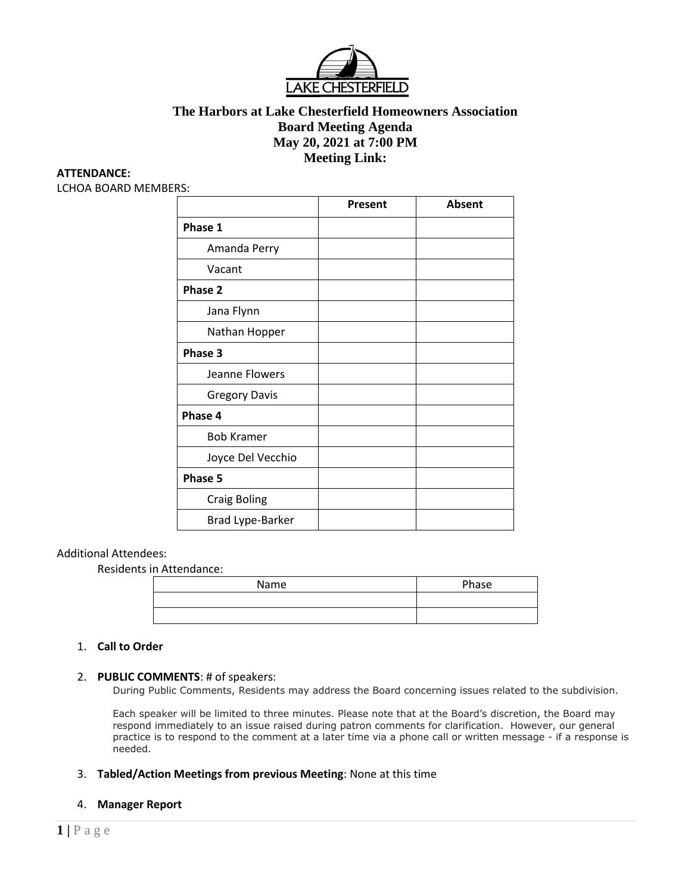# The Harbors at Lake Chesterfield Homeowners Association

## Board Meeting Agenda

## May 20, 2021 at 7:00 PM

## Meeting Link:

**ATTENDANCE:**

LCHOA BOARD MEMBERS:

| | Present | Absent |
|---|---|---|
| **Phase 1** | | |
| Amanda Perry | | |
| Vacant | | |
| **Phase 2** | | |
| Jana Flynn | | |
| Nathan Hopper | | |
| **Phase 3** | | |
| Jeanne Flowers | | |
| Gregory Davis | | |
| **Phase 4** | | |
| Bob Kramer | | |
| Joyce Del Vecchio | | |
| **Phase 5** | | |
| Craig Boling | | |
| Brad Lype-Barker | | |

Additional Attendees:

Residents in Attendance:

| Name | Phase |
|---|---|
| | |
| | |

1. **Call to Order**

2. **PUBLIC COMMENTS**: # of speakers:

   During Public Comments, Residents may address the Board concerning issues related to the subdivision.

   Each speaker will be limited to three minutes. Please note that at the Board's discretion, the Board may respond immediately to an issue raised during patron comments for clarification. However, our general practice is to respond to the comment at a later time via a phone call or written message - if a response is needed.

3. **Tabled/Action Meetings from previous Meeting**: None at this time

4. **Manager Report**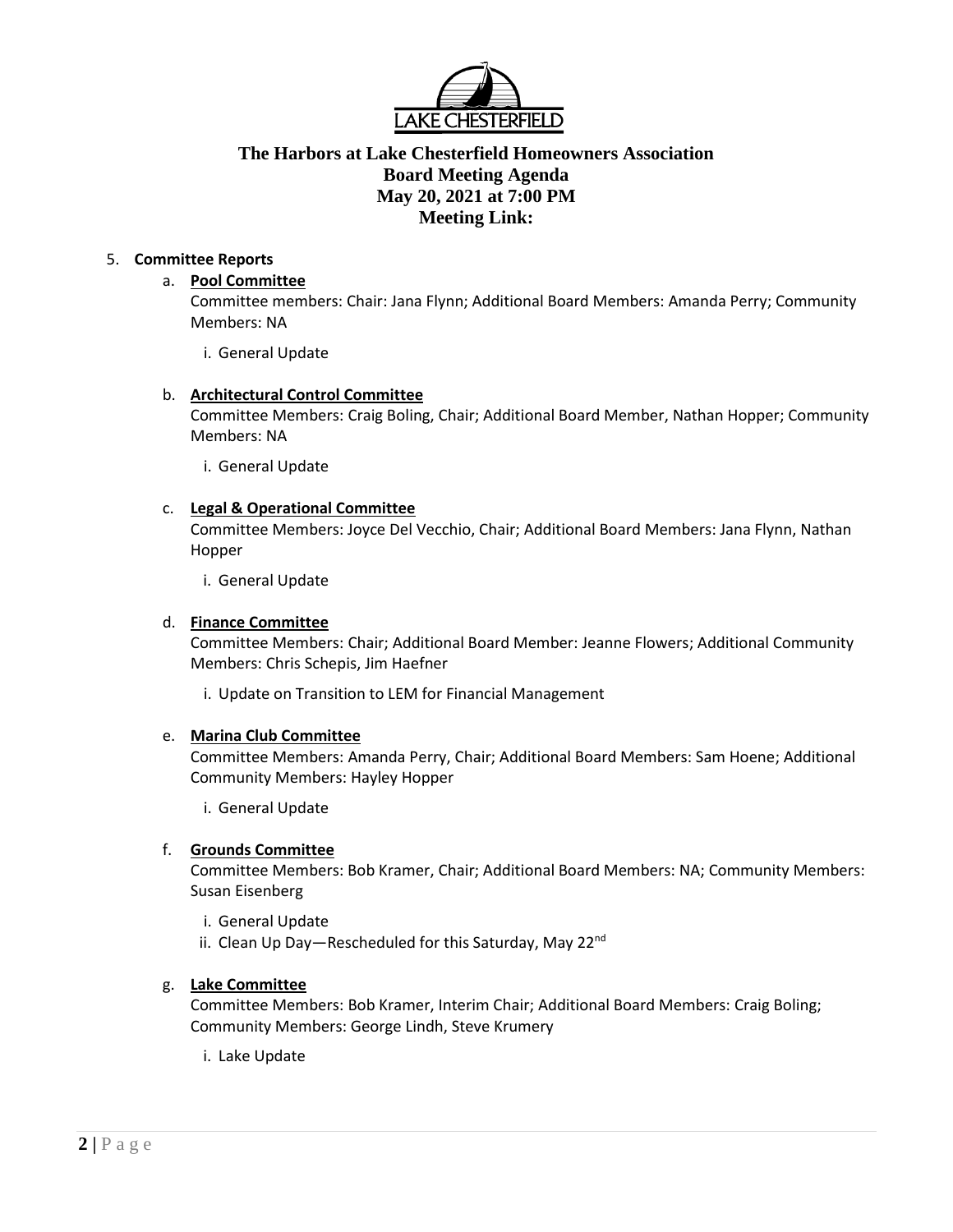**The Harbors at Lake Chesterfield Homeowners Association**
**Board Meeting Agenda**
**May 20, 2021 at 7:00 PM**
**Meeting Link:**

5. **Committee Reports**
   a. **Pool Committee**
      Committee members: Chair: Jana Flynn; Additional Board Members: Amanda Perry; Community Members: NA
      i. General Update

   b. **Architectural Control Committee**
      Committee Members: Craig Boling, Chair; Additional Board Member, Nathan Hopper; Community Members: NA
      i. General Update

   c. **Legal & Operational Committee**
      Committee Members: Joyce Del Vecchio, Chair; Additional Board Members: Jana Flynn, Nathan Hopper
      i. General Update

   d. **Finance Committee**
      Committee Members: Chair; Additional Board Member: Jeanne Flowers; Additional Community Members: Chris Schepis, Jim Haefner
      i. Update on Transition to LEM for Financial Management

   e. **Marina Club Committee**
      Committee Members: Amanda Perry, Chair; Additional Board Members: Sam Hoene; Additional Community Members: Hayley Hopper
      i. General Update

   f. **Grounds Committee**
      Committee Members: Bob Kramer, Chair; Additional Board Members: NA; Community Members: Susan Eisenberg
      i. General Update
      ii. Clean Up Day—Rescheduled for this Saturday, May 22nd

   g. **Lake Committee**
      Committee Members: Bob Kramer, Interim Chair; Additional Board Members: Craig Boling; Community Members: George Lindh, Steve Krumery
      i. Lake Update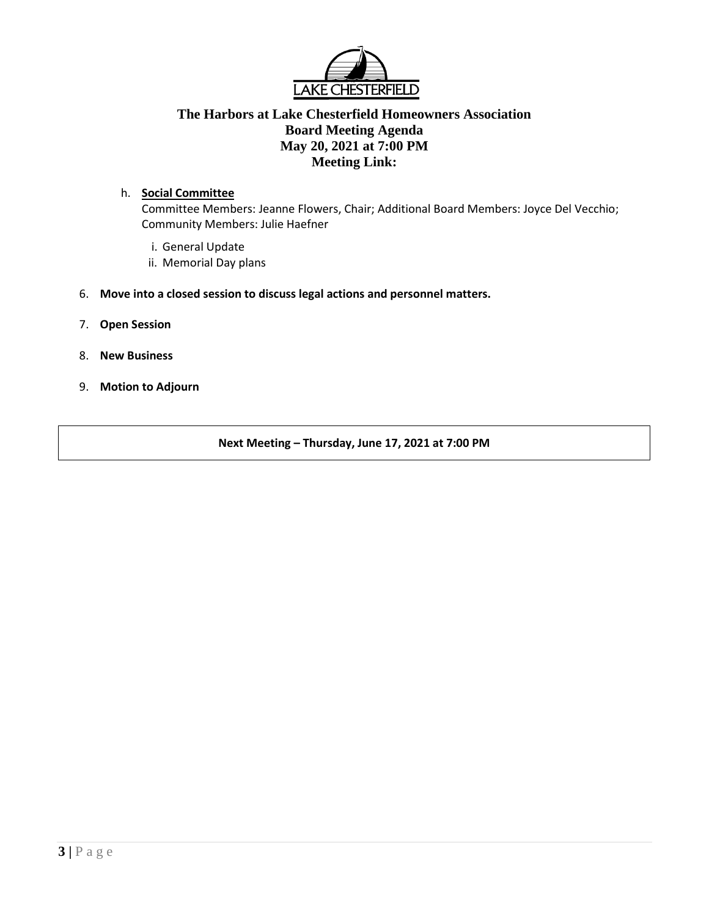# The Harbors at Lake Chesterfield Homeowners Association
## Board Meeting Agenda
## May 20, 2021 at 7:00 PM
## Meeting Link:

h. **Social Committee**
   Committee Members: Jeanne Flowers, Chair; Additional Board Members: Joyce Del Vecchio; Community Members: Julie Haefner

   i. General Update
   ii. Memorial Day plans

6. **Move into a closed session to discuss legal actions and personnel matters.**
7. **Open Session**
8. **New Business**
9. **Motion to Adjourn**

**Next Meeting – Thursday, June 17, 2021 at 7:00 PM**